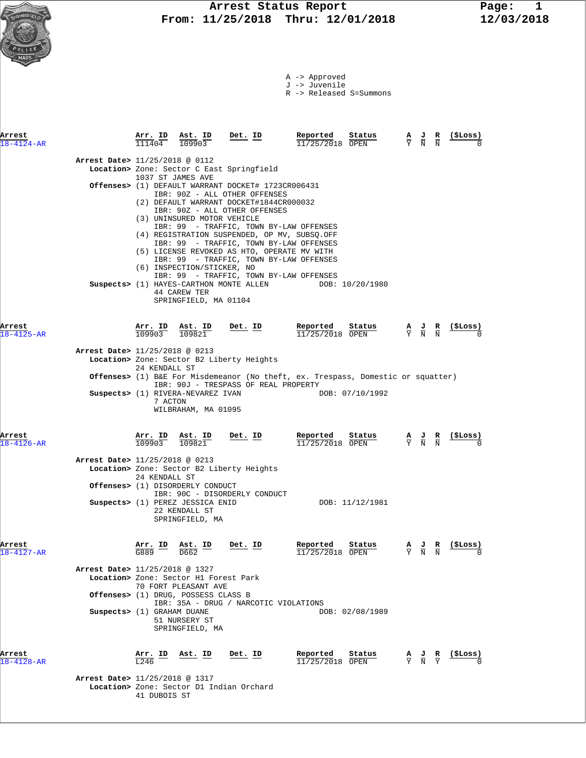# Arrest Status Report

**From: 11/25/2018 Thru: 12/01/2018**

12/03/2018

A -> Approved
J -> Juvenile
R -> Released S=Summons

| Arrest | Arr. ID | Ast. ID | Det. ID | Reported | Status | A | J | R | ($Loss) |
|---|---|---|---|---|---|---|---|---|---|
| 18-4124-AR | 111404 | 109903 | | 11/25/2018 | OPEN | Y | N | N | 0 |

**Arrest Date>** 11/25/2018 @ 0112
**Location>** Zone: Sector C East Springfield
1037 ST JAMES AVE
**Offenses>** (1) DEFAULT WARRANT DOCKET# 1723CR006431
IBR: 90Z - ALL OTHER OFFENSES
(2) DEFAULT WARRANT DOCKET#1844CR000032
IBR: 90Z - ALL OTHER OFFENSES
(3) UNINSURED MOTOR VEHICLE
IBR: 99 - TRAFFIC, TOWN BY-LAW OFFENSES
(4) REGISTRATION SUSPENDED, OP MV, SUBSQ.OFF
IBR: 99 - TRAFFIC, TOWN BY-LAW OFFENSES
(5) LICENSE REVOKED AS HTO, OPERATE MV WITH
IBR: 99 - TRAFFIC, TOWN BY-LAW OFFENSES
(6) INSPECTION/STICKER, NO
IBR: 99 - TRAFFIC, TOWN BY-LAW OFFENSES
**Suspects>** (1) HAYES-CARTHON MONTE ALLEN DOB: 10/20/1980
44 CAREW TER
SPRINGFIELD, MA 01104

| Arrest | Arr. ID | Ast. ID | Det. ID | Reported | Status | A | J | R | ($Loss) |
|---|---|---|---|---|---|---|---|---|---|
| 18-4125-AR | 109903 | 109821 | | 11/25/2018 | OPEN | Y | N | N | 0 |

**Arrest Date>** 11/25/2018 @ 0213
**Location>** Zone: Sector B2 Liberty Heights
24 KENDALL ST
**Offenses>** (1) B&E For Misdemeanor (No theft, ex. Trespass, Domestic or squatter)
IBR: 90J - TRESPASS OF REAL PROPERTY
**Suspects>** (1) RIVERA-NEVAREZ IVAN DOB: 07/10/1992
7 ACTON
WILBRAHAM, MA 01095

| Arrest | Arr. ID | Ast. ID | Det. ID | Reported | Status | A | J | R | ($Loss) |
|---|---|---|---|---|---|---|---|---|---|
| 18-4126-AR | 109903 | 109821 | | 11/25/2018 | OPEN | Y | N | N | 0 |

**Arrest Date>** 11/25/2018 @ 0213
**Location>** Zone: Sector B2 Liberty Heights
24 KENDALL ST
**Offenses>** (1) DISORDERLY CONDUCT
IBR: 90C - DISORDERLY CONDUCT
**Suspects>** (1) PEREZ JESSICA ENID DOB: 11/12/1981
22 KENDALL ST
SPRINGFIELD, MA

| Arrest | Arr. ID | Ast. ID | Det. ID | Reported | Status | A | J | R | ($Loss) |
|---|---|---|---|---|---|---|---|---|---|
| 18-4127-AR | G889 | D662 | | 11/25/2018 | OPEN | Y | N | N | 0 |

**Arrest Date>** 11/25/2018 @ 1327
**Location>** Zone: Sector H1 Forest Park
70 FORT PLEASANT AVE
**Offenses>** (1) DRUG, POSSESS CLASS B
IBR: 35A - DRUG / NARCOTIC VIOLATIONS
**Suspects>** (1) GRAHAM DUANE DOB: 02/08/1989
51 NURSERY ST
SPRINGFIELD, MA

| Arrest | Arr. ID | Ast. ID | Det. ID | Reported | Status | A | J | R | ($Loss) |
|---|---|---|---|---|---|---|---|---|---|
| 18-4128-AR | L246 | | | 11/25/2018 | OPEN | Y | N | Y | 0 |

**Arrest Date>** 11/25/2018 @ 1317
**Location>** Zone: Sector D1 Indian Orchard
41 DUBOIS ST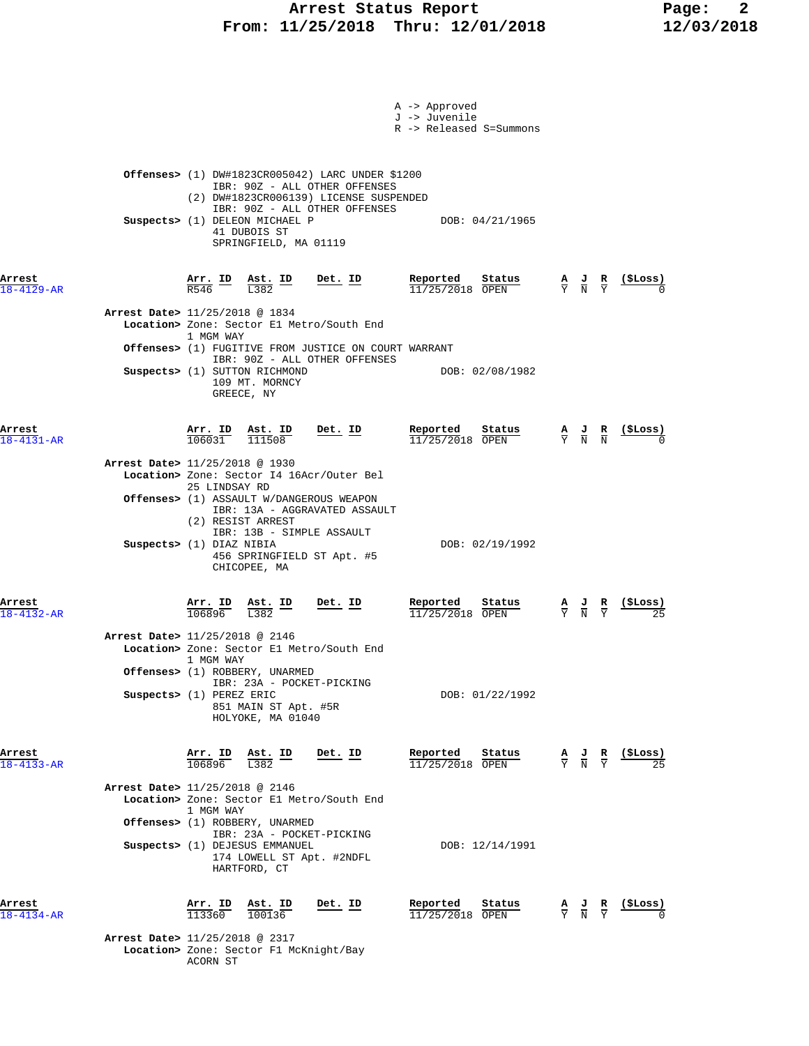A -> Approved
J -> Juvenile
R -> Released S=Summons

**Offenses>** (1) DW#1823CR005042) LARC UNDER $1200
IBR: 90Z - ALL OTHER OFFENSES
(2) DW#1823CR006139) LICENSE SUSPENDED
IBR: 90Z - ALL OTHER OFFENSES
**Suspects>** (1) DELEON MICHAEL P — DOB: 04/21/1965
41 DUBOIS ST
SPRINGFIELD, MA 01119

| Arrest | Arr. ID | Ast. ID | Det. ID | Reported | Status | A | J | R | ($Loss) |
|---|---|---|---|---|---|---|---|---|---|
| 18-4129-AR | R546 | L382 | | 11/25/2018 | OPEN | Y | N | Y | 0 |

**Arrest Date>** 11/25/2018 @ 1834
**Location>** Zone: Sector E1 Metro/South End
1 MGM WAY
**Offenses>** (1) FUGITIVE FROM JUSTICE ON COURT WARRANT
IBR: 90Z - ALL OTHER OFFENSES
**Suspects>** (1) SUTTON RICHMOND — DOB: 02/08/1982
109 MT. MORNCY
GREECE, NY

| Arrest | Arr. ID | Ast. ID | Det. ID | Reported | Status | A | J | R | ($Loss) |
|---|---|---|---|---|---|---|---|---|---|
| 18-4131-AR | 106031 | 111508 | | 11/25/2018 | OPEN | Y | N | N | 0 |

**Arrest Date>** 11/25/2018 @ 1930
**Location>** Zone: Sector I4 16Acr/Outer Bel
25 LINDSAY RD
**Offenses>** (1) ASSAULT W/DANGEROUS WEAPON
IBR: 13A - AGGRAVATED ASSAULT
(2) RESIST ARREST
IBR: 13B - SIMPLE ASSAULT
**Suspects>** (1) DIAZ NIBIA — DOB: 02/19/1992
456 SPRINGFIELD ST Apt. #5
CHICOPEE, MA

| Arrest | Arr. ID | Ast. ID | Det. ID | Reported | Status | A | J | R | ($Loss) |
|---|---|---|---|---|---|---|---|---|---|
| 18-4132-AR | 106896 | L382 | | 11/25/2018 | OPEN | Y | N | Y | 25 |

**Arrest Date>** 11/25/2018 @ 2146
**Location>** Zone: Sector E1 Metro/South End
1 MGM WAY
**Offenses>** (1) ROBBERY, UNARMED
IBR: 23A - POCKET-PICKING
**Suspects>** (1) PEREZ ERIC — DOB: 01/22/1992
851 MAIN ST Apt. #5R
HOLYOKE, MA 01040

| Arrest | Arr. ID | Ast. ID | Det. ID | Reported | Status | A | J | R | ($Loss) |
|---|---|---|---|---|---|---|---|---|---|
| 18-4133-AR | 106896 | L382 | | 11/25/2018 | OPEN | Y | N | Y | 25 |

**Arrest Date>** 11/25/2018 @ 2146
**Location>** Zone: Sector E1 Metro/South End
1 MGM WAY
**Offenses>** (1) ROBBERY, UNARMED
IBR: 23A - POCKET-PICKING
**Suspects>** (1) DEJESUS EMMANUEL — DOB: 12/14/1991
174 LOWELL ST Apt. #2NDFL
HARTFORD, CT

| Arrest | Arr. ID | Ast. ID | Det. ID | Reported | Status | A | J | R | ($Loss) |
|---|---|---|---|---|---|---|---|---|---|
| 18-4134-AR | 113360 | 100136 | | 11/25/2018 | OPEN | Y | N | Y | 0 |

**Arrest Date>** 11/25/2018 @ 2317
**Location>** Zone: Sector F1 McKnight/Bay
ACORN ST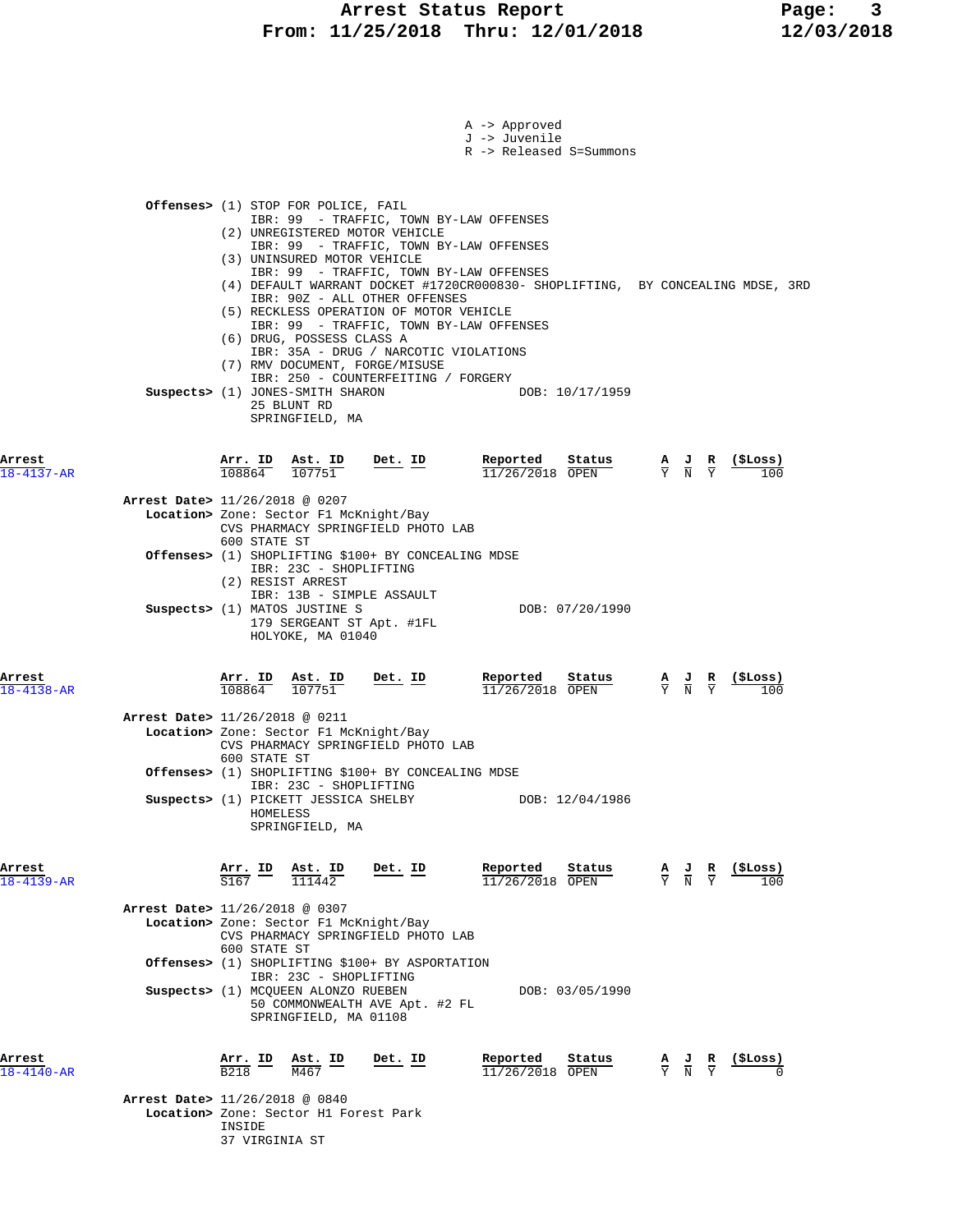A -> Approved
J -> Juvenile
R -> Released S=Summons

**Offenses>** (1) STOP FOR POLICE, FAIL
IBR: 99 - TRAFFIC, TOWN BY-LAW OFFENSES
(2) UNREGISTERED MOTOR VEHICLE
IBR: 99 - TRAFFIC, TOWN BY-LAW OFFENSES
(3) UNINSURED MOTOR VEHICLE
IBR: 99 - TRAFFIC, TOWN BY-LAW OFFENSES
(4) DEFAULT WARRANT DOCKET #1720CR000830- SHOPLIFTING, BY CONCEALING MDSE, 3RD
IBR: 90Z - ALL OTHER OFFENSES
(5) RECKLESS OPERATION OF MOTOR VEHICLE
IBR: 99 - TRAFFIC, TOWN BY-LAW OFFENSES
(6) DRUG, POSSESS CLASS A
IBR: 35A - DRUG / NARCOTIC VIOLATIONS
(7) RMV DOCUMENT, FORGE/MISUSE
IBR: 250 - COUNTERFEITING / FORGERY

**Suspects>** (1) JONES-SMITH SHARON DOB: 10/17/1959
25 BLUNT RD
SPRINGFIELD, MA

| Arrest | Arr. ID | Ast. ID | Det. ID | Reported | Status | A | J | R | ($Loss) |
|---|---|---|---|---|---|---|---|---|---|
| 18-4137-AR | 108864 | 107751 | | 11/26/2018 | OPEN | Y | N | Y | 100 |

**Arrest Date>** 11/26/2018 @ 0207
**Location>** Zone: Sector F1 McKnight/Bay
CVS PHARMACY SPRINGFIELD PHOTO LAB
600 STATE ST
**Offenses>** (1) SHOPLIFTING $100+ BY CONCEALING MDSE
IBR: 23C - SHOPLIFTING
(2) RESIST ARREST
IBR: 13B - SIMPLE ASSAULT
**Suspects>** (1) MATOS JUSTINE S DOB: 07/20/1990
179 SERGEANT ST Apt. #1FL
HOLYOKE, MA 01040

| Arrest | Arr. ID | Ast. ID | Det. ID | Reported | Status | A | J | R | ($Loss) |
|---|---|---|---|---|---|---|---|---|---|
| 18-4138-AR | 108864 | 107751 | | 11/26/2018 | OPEN | Y | N | Y | 100 |

**Arrest Date>** 11/26/2018 @ 0211
**Location>** Zone: Sector F1 McKnight/Bay
CVS PHARMACY SPRINGFIELD PHOTO LAB
600 STATE ST
**Offenses>** (1) SHOPLIFTING $100+ BY CONCEALING MDSE
IBR: 23C - SHOPLIFTING
**Suspects>** (1) PICKETT JESSICA SHELBY DOB: 12/04/1986
HOMELESS
SPRINGFIELD, MA

| Arrest | Arr. ID | Ast. ID | Det. ID | Reported | Status | A | J | R | ($Loss) |
|---|---|---|---|---|---|---|---|---|---|
| 18-4139-AR | S167 | 111442 | | 11/26/2018 | OPEN | Y | N | Y | 100 |

**Arrest Date>** 11/26/2018 @ 0307
**Location>** Zone: Sector F1 McKnight/Bay
CVS PHARMACY SPRINGFIELD PHOTO LAB
600 STATE ST
**Offenses>** (1) SHOPLIFTING $100+ BY ASPORTATION
IBR: 23C - SHOPLIFTING
**Suspects>** (1) MCQUEEN ALONZO RUEBEN DOB: 03/05/1990
50 COMMONWEALTH AVE Apt. #2 FL
SPRINGFIELD, MA 01108

| Arrest | Arr. ID | Ast. ID | Det. ID | Reported | Status | A | J | R | ($Loss) |
|---|---|---|---|---|---|---|---|---|---|
| 18-4140-AR | B218 | M467 | | 11/26/2018 | OPEN | Y | N | Y | 0 |

**Arrest Date>** 11/26/2018 @ 0840
**Location>** Zone: Sector H1 Forest Park
INSIDE
37 VIRGINIA ST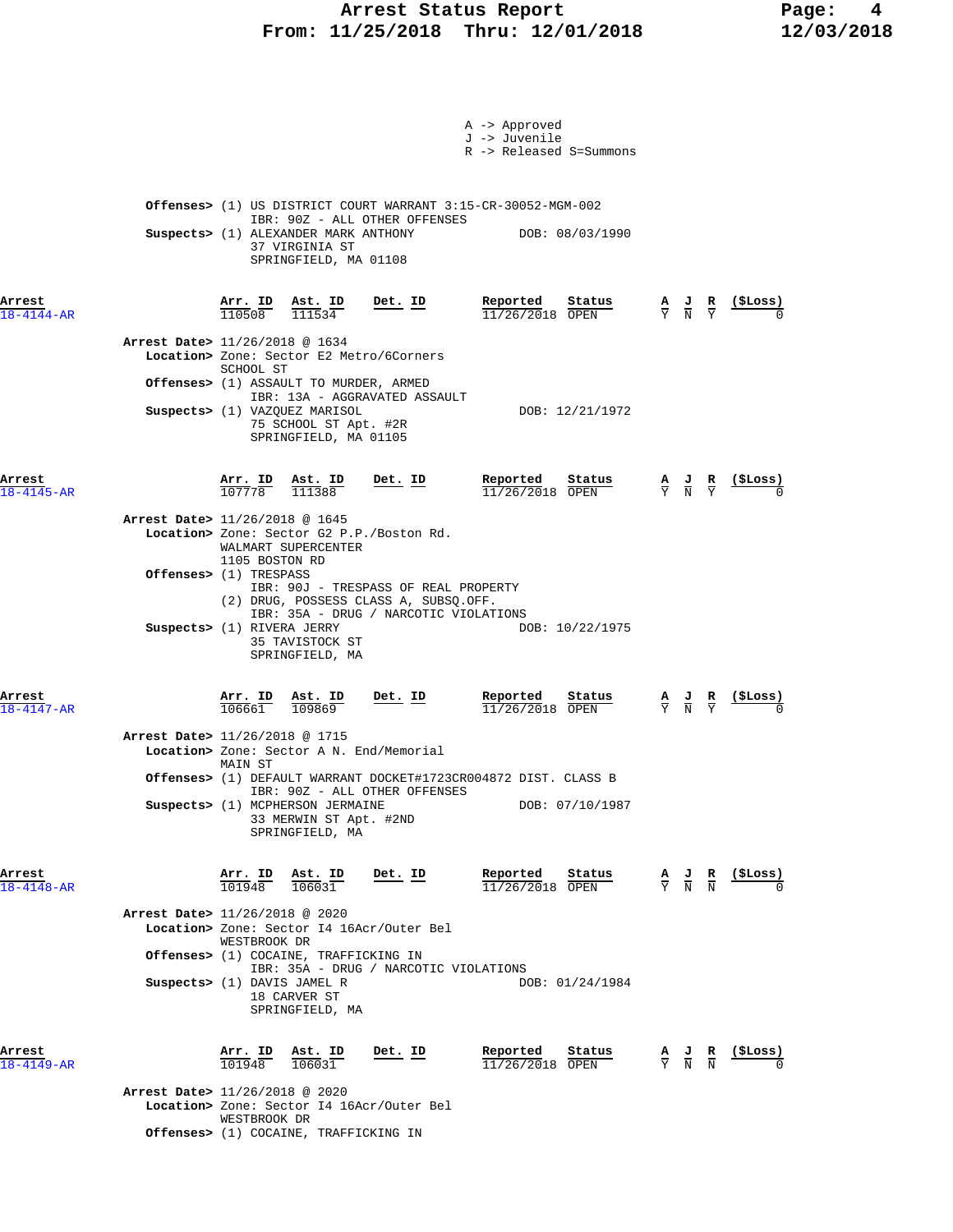A -> Approved
J -> Juvenile
R -> Released S=Summons

**Offenses>** (1) US DISTRICT COURT WARRANT 3:15-CR-30052-MGM-002
IBR: 90Z - ALL OTHER OFFENSES
**Suspects>** (1) ALEXANDER MARK ANTHONY DOB: 08/03/1990
37 VIRGINIA ST
SPRINGFIELD, MA 01108

| Arrest | Arr. ID | Ast. ID | Det. ID | Reported | Status | A | J | R | ($Loss) |
|---|---|---|---|---|---|---|---|---|---|
| 18-4144-AR | 110508 | 111534 | | 11/26/2018 | OPEN | Y | N | Y | 0 |

**Arrest Date>** 11/26/2018 @ 1634
**Location>** Zone: Sector E2 Metro/6Corners
SCHOOL ST
**Offenses>** (1) ASSAULT TO MURDER, ARMED
IBR: 13A - AGGRAVATED ASSAULT
**Suspects>** (1) VAZQUEZ MARISOL DOB: 12/21/1972
75 SCHOOL ST Apt. #2R
SPRINGFIELD, MA 01105

| Arrest | Arr. ID | Ast. ID | Det. ID | Reported | Status | A | J | R | ($Loss) |
|---|---|---|---|---|---|---|---|---|---|
| 18-4145-AR | 107778 | 111388 | | 11/26/2018 | OPEN | Y | N | Y | 0 |

**Arrest Date>** 11/26/2018 @ 1645
**Location>** Zone: Sector G2 P.P./Boston Rd.
WALMART SUPERCENTER
1105 BOSTON RD
**Offenses>** (1) TRESPASS
IBR: 90J - TRESPASS OF REAL PROPERTY
(2) DRUG, POSSESS CLASS A, SUBSQ.OFF.
IBR: 35A - DRUG / NARCOTIC VIOLATIONS
**Suspects>** (1) RIVERA JERRY DOB: 10/22/1975
35 TAVISTOCK ST
SPRINGFIELD, MA

| Arrest | Arr. ID | Ast. ID | Det. ID | Reported | Status | A | J | R | ($Loss) |
|---|---|---|---|---|---|---|---|---|---|
| 18-4147-AR | 106661 | 109869 | | 11/26/2018 | OPEN | Y | N | Y | 0 |

**Arrest Date>** 11/26/2018 @ 1715
**Location>** Zone: Sector A N. End/Memorial
MAIN ST
**Offenses>** (1) DEFAULT WARRANT DOCKET#1723CR004872 DIST. CLASS B
IBR: 90Z - ALL OTHER OFFENSES
**Suspects>** (1) MCPHERSON JERMAINE DOB: 07/10/1987
33 MERWIN ST Apt. #2ND
SPRINGFIELD, MA

| Arrest | Arr. ID | Ast. ID | Det. ID | Reported | Status | A | J | R | ($Loss) |
|---|---|---|---|---|---|---|---|---|---|
| 18-4148-AR | 101948 | 106031 | | 11/26/2018 | OPEN | Y | N | N | 0 |

**Arrest Date>** 11/26/2018 @ 2020
**Location>** Zone: Sector I4 16Acr/Outer Bel
WESTBROOK DR
**Offenses>** (1) COCAINE, TRAFFICKING IN
IBR: 35A - DRUG / NARCOTIC VIOLATIONS
**Suspects>** (1) DAVIS JAMEL R DOB: 01/24/1984
18 CARVER ST
SPRINGFIELD, MA

| Arrest | Arr. ID | Ast. ID | Det. ID | Reported | Status | A | J | R | ($Loss) |
|---|---|---|---|---|---|---|---|---|---|
| 18-4149-AR | 101948 | 106031 | | 11/26/2018 | OPEN | Y | N | N | 0 |

**Arrest Date>** 11/26/2018 @ 2020
**Location>** Zone: Sector I4 16Acr/Outer Bel
WESTBROOK DR
**Offenses>** (1) COCAINE, TRAFFICKING IN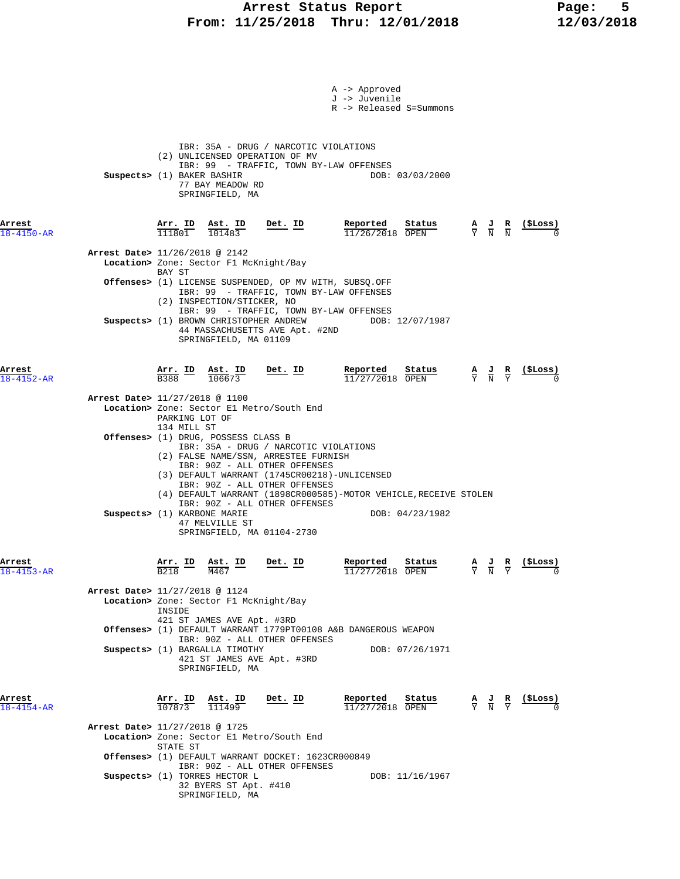A -> Approved
J -> Juvenile
R -> Released S=Summons

IBR: 35A - DRUG / NARCOTIC VIOLATIONS
(2) UNLICENSED OPERATION OF MV
IBR: 99 - TRAFFIC, TOWN BY-LAW OFFENSES

**Suspects>** (1) BAKER BASHIR — DOB: 03/03/2000
77 BAY MEADOW RD
SPRINGFIELD, MA

| Arrest | Arr. ID | Ast. ID | Det. ID | Reported | Status | A | J | R | ($Loss) |
|---|---|---|---|---|---|---|---|---|---|
| 18-4150-AR | 111801 | 101483 | | 11/26/2018 | OPEN | Y | N | N | 0 |

**Arrest Date>** 11/26/2018 @ 2142
**Location>** Zone: Sector F1 McKnight/Bay
BAY ST
**Offenses>** (1) LICENSE SUSPENDED, OP MV WITH, SUBSQ.OFF
IBR: 99 - TRAFFIC, TOWN BY-LAW OFFENSES
(2) INSPECTION/STICKER, NO
IBR: 99 - TRAFFIC, TOWN BY-LAW OFFENSES
**Suspects>** (1) BROWN CHRISTOPHER ANDREW — DOB: 12/07/1987
44 MASSACHUSETTS AVE Apt. #2ND
SPRINGFIELD, MA 01109

| Arrest | Arr. ID | Ast. ID | Det. ID | Reported | Status | A | J | R | ($Loss) |
|---|---|---|---|---|---|---|---|---|---|
| 18-4152-AR | B388 | 106673 | | 11/27/2018 | OPEN | Y | N | Y | 0 |

**Arrest Date>** 11/27/2018 @ 1100
**Location>** Zone: Sector E1 Metro/South End
PARKING LOT OF
134 MILL ST
**Offenses>** (1) DRUG, POSSESS CLASS B
IBR: 35A - DRUG / NARCOTIC VIOLATIONS
(2) FALSE NAME/SSN, ARRESTEE FURNISH
IBR: 90Z - ALL OTHER OFFENSES
(3) DEFAULT WARRANT (1745CR00218)-UNLICENSED
IBR: 90Z - ALL OTHER OFFENSES
(4) DEFAULT WARRANT (1898CR000585)-MOTOR VEHICLE,RECEIVE STOLEN
IBR: 90Z - ALL OTHER OFFENSES
**Suspects>** (1) KARBONE MARIE — DOB: 04/23/1982
47 MELVILLE ST
SPRINGFIELD, MA 01104-2730

| Arrest | Arr. ID | Ast. ID | Det. ID | Reported | Status | A | J | R | ($Loss) |
|---|---|---|---|---|---|---|---|---|---|
| 18-4153-AR | B218 | M467 | | 11/27/2018 | OPEN | Y | N | Y | 0 |

**Arrest Date>** 11/27/2018 @ 1124
**Location>** Zone: Sector F1 McKnight/Bay
INSIDE
421 ST JAMES AVE Apt. #3RD
**Offenses>** (1) DEFAULT WARRANT 1779PT00108 A&B DANGEROUS WEAPON
IBR: 90Z - ALL OTHER OFFENSES
**Suspects>** (1) BARGALLA TIMOTHY — DOB: 07/26/1971
421 ST JAMES AVE Apt. #3RD
SPRINGFIELD, MA

| Arrest | Arr. ID | Ast. ID | Det. ID | Reported | Status | A | J | R | ($Loss) |
|---|---|---|---|---|---|---|---|---|---|
| 18-4154-AR | 107873 | 111499 | | 11/27/2018 | OPEN | Y | N | Y | 0 |

**Arrest Date>** 11/27/2018 @ 1725
**Location>** Zone: Sector E1 Metro/South End
STATE ST
**Offenses>** (1) DEFAULT WARRANT DOCKET: 1623CR000849
IBR: 90Z - ALL OTHER OFFENSES
**Suspects>** (1) TORRES HECTOR L — DOB: 11/16/1967
32 BYERS ST Apt. #410
SPRINGFIELD, MA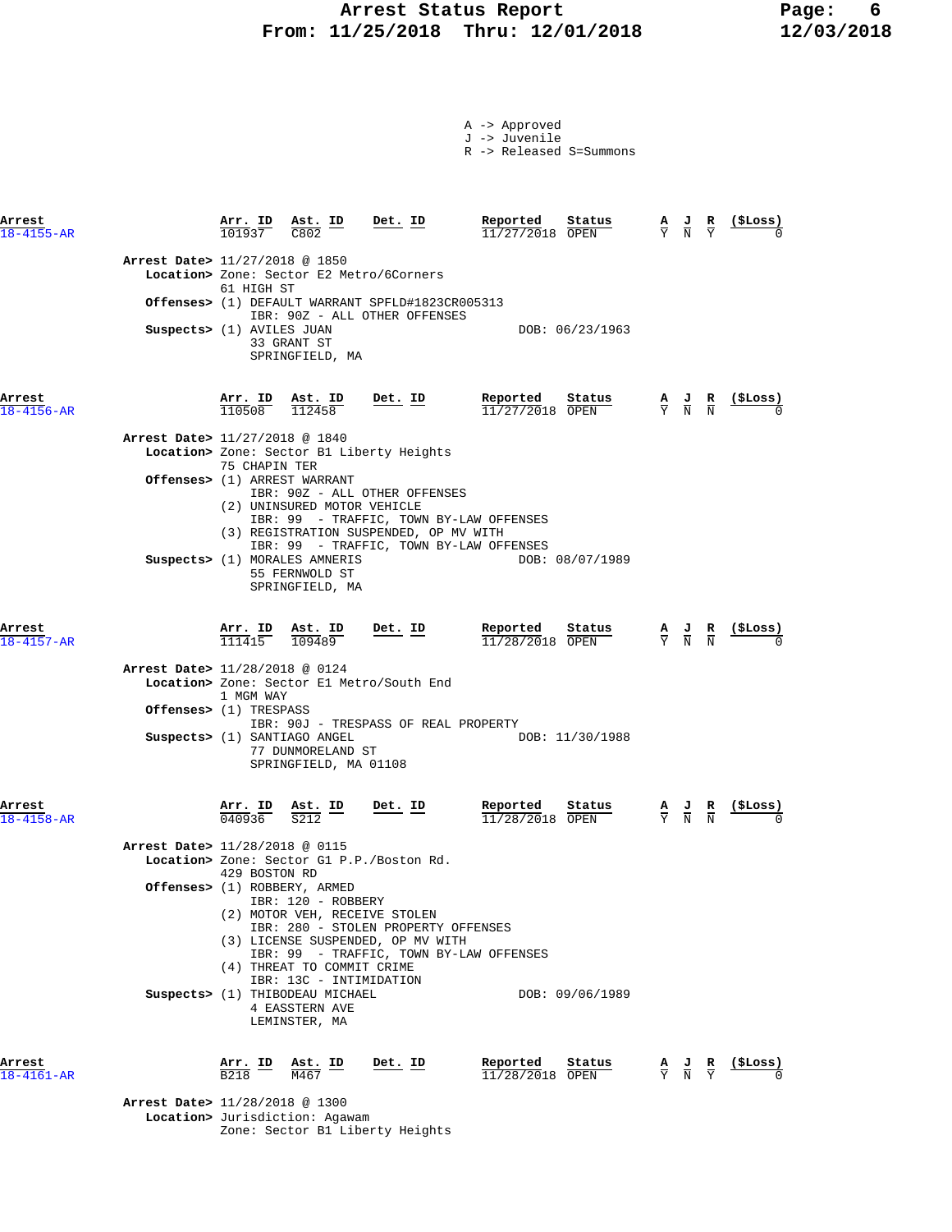# Arrest Status Report
## From: 11/25/2018 Thru: 12/01/2018

A -> Approved
J -> Juvenile
R -> Released S=Summons

| Arrest | Arr. ID | Ast. ID | Det. ID | Reported | Status | A | J | R | ($Loss) |
|---|---|---|---|---|---|---|---|---|---|
| 18-4155-AR | 101937 | C802 | | 11/27/2018 | OPEN | Y | N | Y | 0 |

**Arrest Date>** 11/27/2018 @ 1850
**Location>** Zone: Sector E2 Metro/6Corners
61 HIGH ST
**Offenses>** (1) DEFAULT WARRANT SPFLD#1823CR005313
IBR: 90Z - ALL OTHER OFFENSES
**Suspects>** (1) AVILES JUAN — DOB: 06/23/1963
33 GRANT ST
SPRINGFIELD, MA

| Arrest | Arr. ID | Ast. ID | Det. ID | Reported | Status | A | J | R | ($Loss) |
|---|---|---|---|---|---|---|---|---|---|
| 18-4156-AR | 110508 | 112458 | | 11/27/2018 | OPEN | Y | N | N | 0 |

**Arrest Date>** 11/27/2018 @ 1840
**Location>** Zone: Sector B1 Liberty Heights
75 CHAPIN TER
**Offenses>** (1) ARREST WARRANT
IBR: 90Z - ALL OTHER OFFENSES
(2) UNINSURED MOTOR VEHICLE
IBR: 99 - TRAFFIC, TOWN BY-LAW OFFENSES
(3) REGISTRATION SUSPENDED, OP MV WITH
IBR: 99 - TRAFFIC, TOWN BY-LAW OFFENSES
**Suspects>** (1) MORALES AMNERIS — DOB: 08/07/1989
55 FERNWOLD ST
SPRINGFIELD, MA

| Arrest | Arr. ID | Ast. ID | Det. ID | Reported | Status | A | J | R | ($Loss) |
|---|---|---|---|---|---|---|---|---|---|
| 18-4157-AR | 111415 | 109489 | | 11/28/2018 | OPEN | Y | N | N | 0 |

**Arrest Date>** 11/28/2018 @ 0124
**Location>** Zone: Sector E1 Metro/South End
1 MGM WAY
**Offenses>** (1) TRESPASS
IBR: 90J - TRESPASS OF REAL PROPERTY
**Suspects>** (1) SANTIAGO ANGEL — DOB: 11/30/1988
77 DUNMORELAND ST
SPRINGFIELD, MA 01108

| Arrest | Arr. ID | Ast. ID | Det. ID | Reported | Status | A | J | R | ($Loss) |
|---|---|---|---|---|---|---|---|---|---|
| 18-4158-AR | 040936 | S212 | | 11/28/2018 | OPEN | Y | N | N | 0 |

**Arrest Date>** 11/28/2018 @ 0115
**Location>** Zone: Sector G1 P.P./Boston Rd.
429 BOSTON RD
**Offenses>** (1) ROBBERY, ARMED
IBR: 120 - ROBBERY
(2) MOTOR VEH, RECEIVE STOLEN
IBR: 280 - STOLEN PROPERTY OFFENSES
(3) LICENSE SUSPENDED, OP MV WITH
IBR: 99 - TRAFFIC, TOWN BY-LAW OFFENSES
(4) THREAT TO COMMIT CRIME
IBR: 13C - INTIMIDATION
**Suspects>** (1) THIBODEAU MICHAEL — DOB: 09/06/1989
4 EASSTERN AVE
LEMINSTER, MA

| Arrest | Arr. ID | Ast. ID | Det. ID | Reported | Status | A | J | R | ($Loss) |
|---|---|---|---|---|---|---|---|---|---|
| 18-4161-AR | B218 | M467 | | 11/28/2018 | OPEN | Y | N | Y | 0 |

**Arrest Date>** 11/28/2018 @ 1300
**Location>** Jurisdiction: Agawam
Zone: Sector B1 Liberty Heights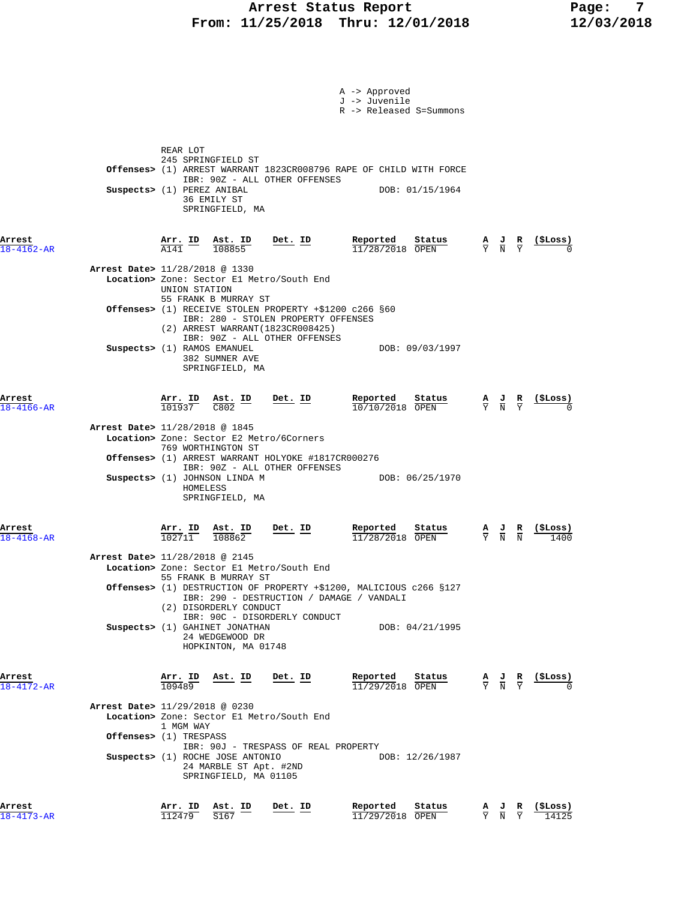A -> Approved
J -> Juvenile
R -> Released S=Summons

REAR LOT
245 SPRINGFIELD ST

**Offenses>** (1) ARREST WARRANT 1823CR008796 RAPE OF CHILD WITH FORCE
IBR: 90Z - ALL OTHER OFFENSES

**Suspects>** (1) PEREZ ANIBAL DOB: 01/15/1964
36 EMILY ST
SPRINGFIELD, MA

| Arrest | Arr. ID | Ast. ID | Det. ID | Reported | Status | A | J | R | ($Loss) |
|---|---|---|---|---|---|---|---|---|---|
| 18-4162-AR | A141 | 108855 | | 11/28/2018 | OPEN | Y | N | Y | 0 |

**Arrest Date>** 11/28/2018 @ 1330
**Location>** Zone: Sector E1 Metro/South End
UNION STATION
55 FRANK B MURRAY ST

**Offenses>** (1) RECEIVE STOLEN PROPERTY +$1200 c266 §60
IBR: 280 - STOLEN PROPERTY OFFENSES
(2) ARREST WARRANT(1823CR008425)
IBR: 90Z - ALL OTHER OFFENSES

**Suspects>** (1) RAMOS EMANUEL DOB: 09/03/1997
382 SUMNER AVE
SPRINGFIELD, MA

| Arrest | Arr. ID | Ast. ID | Det. ID | Reported | Status | A | J | R | ($Loss) |
|---|---|---|---|---|---|---|---|---|---|
| 18-4166-AR | 101937 | C802 | | 10/10/2018 | OPEN | Y | N | Y | 0 |

**Arrest Date>** 11/28/2018 @ 1845
**Location>** Zone: Sector E2 Metro/6Corners
769 WORTHINGTON ST

**Offenses>** (1) ARREST WARRANT HOLYOKE #1817CR000276
IBR: 90Z - ALL OTHER OFFENSES

**Suspects>** (1) JOHNSON LINDA M DOB: 06/25/1970
HOMELESS
SPRINGFIELD, MA

| Arrest | Arr. ID | Ast. ID | Det. ID | Reported | Status | A | J | R | ($Loss) |
|---|---|---|---|---|---|---|---|---|---|
| 18-4168-AR | 102711 | 108862 | | 11/28/2018 | OPEN | Y | N | N | 1400 |

**Arrest Date>** 11/28/2018 @ 2145
**Location>** Zone: Sector E1 Metro/South End
55 FRANK B MURRAY ST

**Offenses>** (1) DESTRUCTION OF PROPERTY +$1200, MALICIOUS c266 §127
IBR: 290 - DESTRUCTION / DAMAGE / VANDALI
(2) DISORDERLY CONDUCT
IBR: 90C - DISORDERLY CONDUCT

**Suspects>** (1) GAHINET JONATHAN DOB: 04/21/1995
24 WEDGEWOOD DR
HOPKINTON, MA 01748

| Arrest | Arr. ID | Ast. ID | Det. ID | Reported | Status | A | J | R | ($Loss) |
|---|---|---|---|---|---|---|---|---|---|
| 18-4172-AR | 109489 | | | 11/29/2018 | OPEN | Y | N | Y | 0 |

**Arrest Date>** 11/29/2018 @ 0230
**Location>** Zone: Sector E1 Metro/South End
1 MGM WAY

**Offenses>** (1) TRESPASS
IBR: 90J - TRESPASS OF REAL PROPERTY

**Suspects>** (1) ROCHE JOSE ANTONIO DOB: 12/26/1987
24 MARBLE ST Apt. #2ND
SPRINGFIELD, MA 01105

| Arrest | Arr. ID | Ast. ID | Det. ID | Reported | Status | A | J | R | ($Loss) |
|---|---|---|---|---|---|---|---|---|---|
| 18-4173-AR | 112479 | S167 | | 11/29/2018 | OPEN | Y | N | Y | 14125 |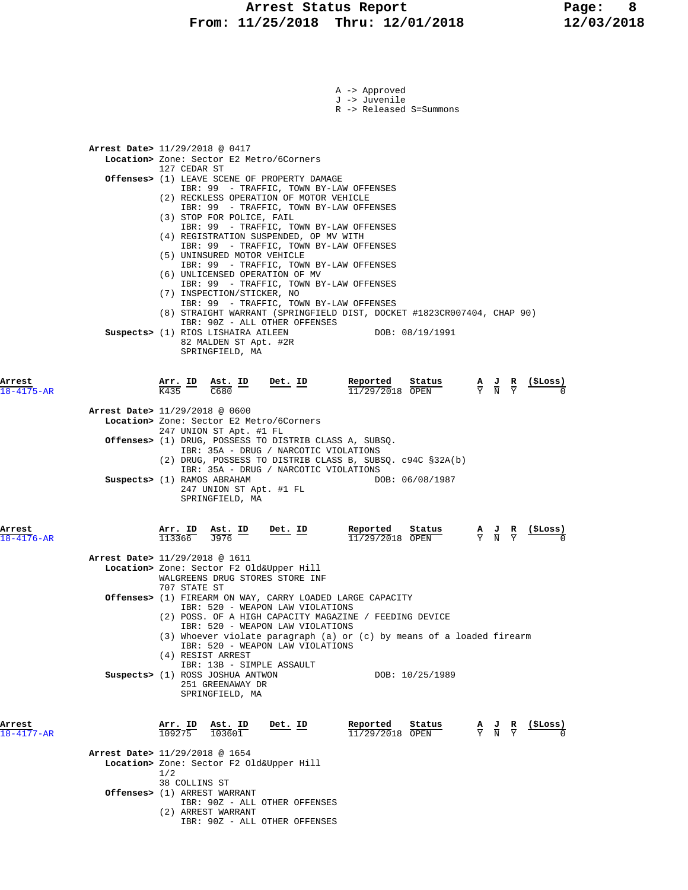A -> Approved
J -> Juvenile
R -> Released S=Summons

**Arrest Date>** 11/29/2018 @ 0417
**Location>** Zone: Sector E2 Metro/6Corners
127 CEDAR ST
**Offenses>** (1) LEAVE SCENE OF PROPERTY DAMAGE
IBR: 99 - TRAFFIC, TOWN BY-LAW OFFENSES
(2) RECKLESS OPERATION OF MOTOR VEHICLE
IBR: 99 - TRAFFIC, TOWN BY-LAW OFFENSES
(3) STOP FOR POLICE, FAIL
IBR: 99 - TRAFFIC, TOWN BY-LAW OFFENSES
(4) REGISTRATION SUSPENDED, OP MV WITH
IBR: 99 - TRAFFIC, TOWN BY-LAW OFFENSES
(5) UNINSURED MOTOR VEHICLE
IBR: 99 - TRAFFIC, TOWN BY-LAW OFFENSES
(6) UNLICENSED OPERATION OF MV
IBR: 99 - TRAFFIC, TOWN BY-LAW OFFENSES
(7) INSPECTION/STICKER, NO
IBR: 99 - TRAFFIC, TOWN BY-LAW OFFENSES
(8) STRAIGHT WARRANT (SPRINGFIELD DIST, DOCKET #1823CR007404, CHAP 90)
IBR: 90Z - ALL OTHER OFFENSES
**Suspects>** (1) RIOS LISHAIRA AILEEN DOB: 08/19/1991
82 MALDEN ST Apt. #2R
SPRINGFIELD, MA

| Arrest | Arr. ID | Ast. ID | Det. ID | Reported | Status | A | J | R | ($Loss) |
|---|---|---|---|---|---|---|---|---|---|
| 18-4175-AR | K435 | C680 | | 11/29/2018 | OPEN | Y | N | Y | 0 |

**Arrest Date>** 11/29/2018 @ 0600
**Location>** Zone: Sector E2 Metro/6Corners
247 UNION ST Apt. #1 FL
**Offenses>** (1) DRUG, POSSESS TO DISTRIB CLASS A, SUBSQ.
IBR: 35A - DRUG / NARCOTIC VIOLATIONS
(2) DRUG, POSSESS TO DISTRIB CLASS B, SUBSQ. c94C §32A(b)
IBR: 35A - DRUG / NARCOTIC VIOLATIONS
**Suspects>** (1) RAMOS ABRAHAM DOB: 06/08/1987
247 UNION ST Apt. #1 FL
SPRINGFIELD, MA

| Arrest | Arr. ID | Ast. ID | Det. ID | Reported | Status | A | J | R | ($Loss) |
|---|---|---|---|---|---|---|---|---|---|
| 18-4176-AR | 113366 | J976 | | 11/29/2018 | OPEN | Y | N | Y | 0 |

**Arrest Date>** 11/29/2018 @ 1611
**Location>** Zone: Sector F2 Old&Upper Hill
WALGREENS DRUG STORES STORE INF
707 STATE ST
**Offenses>** (1) FIREARM ON WAY, CARRY LOADED LARGE CAPACITY
IBR: 520 - WEAPON LAW VIOLATIONS
(2) POSS. OF A HIGH CAPACITY MAGAZINE / FEEDING DEVICE
IBR: 520 - WEAPON LAW VIOLATIONS
(3) Whoever violate paragraph (a) or (c) by means of a loaded firearm
IBR: 520 - WEAPON LAW VIOLATIONS
(4) RESIST ARREST
IBR: 13B - SIMPLE ASSAULT
**Suspects>** (1) ROSS JOSHUA ANTWON DOB: 10/25/1989
251 GREENAWAY DR
SPRINGFIELD, MA

| Arrest | Arr. ID | Ast. ID | Det. ID | Reported | Status | A | J | R | ($Loss) |
|---|---|---|---|---|---|---|---|---|---|
| 18-4177-AR | 109275 | 103601 | | 11/29/2018 | OPEN | Y | N | Y | 0 |

**Arrest Date>** 11/29/2018 @ 1654
**Location>** Zone: Sector F2 Old&Upper Hill
1/2
38 COLLINS ST
**Offenses>** (1) ARREST WARRANT
IBR: 90Z - ALL OTHER OFFENSES
(2) ARREST WARRANT
IBR: 90Z - ALL OTHER OFFENSES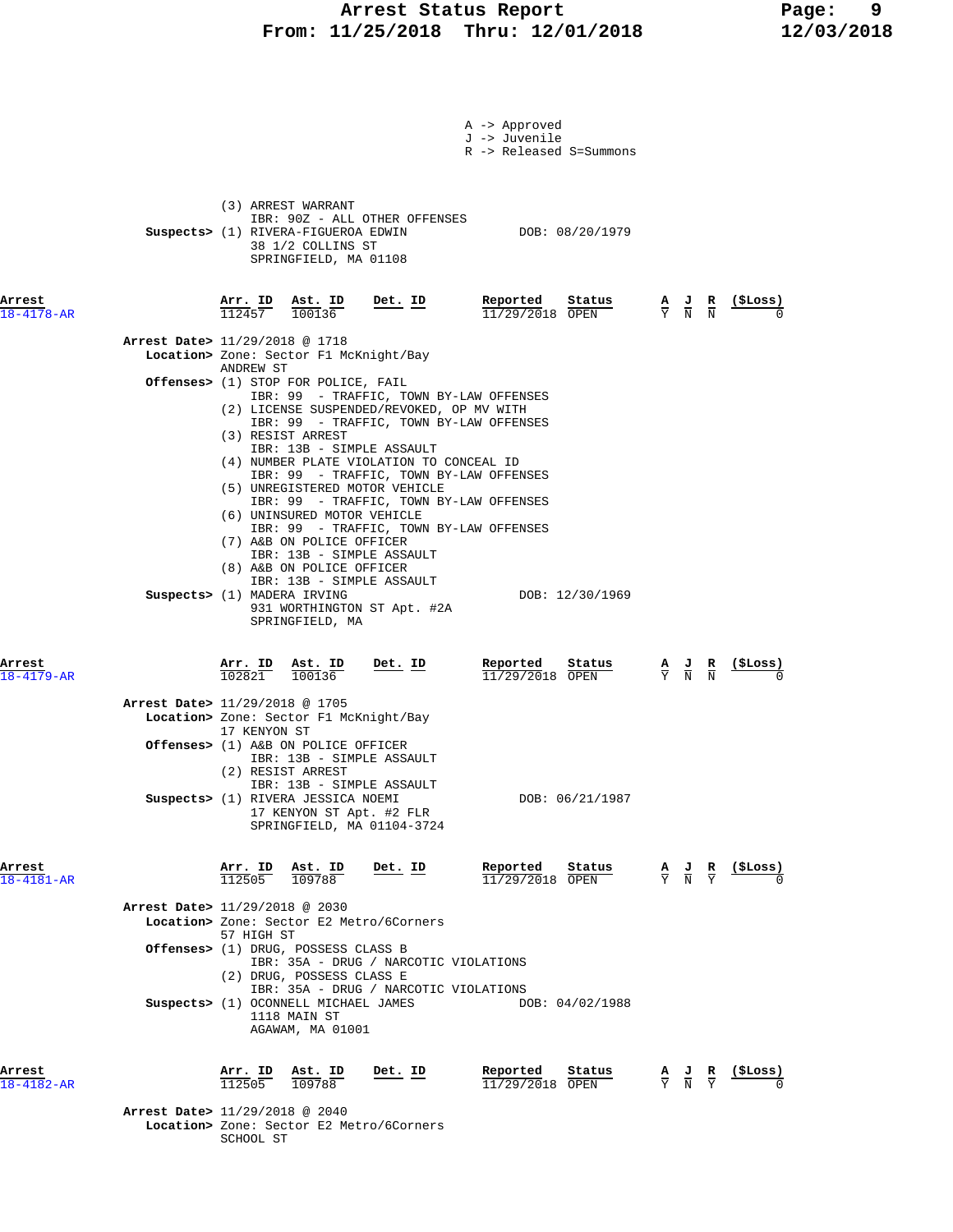A -> Approved
J -> Juvenile
R -> Released S=Summons

(3) ARREST WARRANT
IBR: 90Z - ALL OTHER OFFENSES

**Suspects>** (1) RIVERA-FIGUEROA EDWIN — DOB: 08/20/1979
38 1/2 COLLINS ST
SPRINGFIELD, MA 01108

| Arrest | Arr. ID | Ast. ID | Det. ID | Reported | Status | A | J | R | ($Loss) |
|---|---|---|---|---|---|---|---|---|---|
| 18-4178-AR | 112457 | 100136 | | 11/29/2018 | OPEN | Y | N | N | 0 |

**Arrest Date>** 11/29/2018 @ 1718
**Location>** Zone: Sector F1 McKnight/Bay
ANDREW ST
**Offenses>** (1) STOP FOR POLICE, FAIL
IBR: 99 - TRAFFIC, TOWN BY-LAW OFFENSES
(2) LICENSE SUSPENDED/REVOKED, OP MV WITH
IBR: 99 - TRAFFIC, TOWN BY-LAW OFFENSES
(3) RESIST ARREST
IBR: 13B - SIMPLE ASSAULT
(4) NUMBER PLATE VIOLATION TO CONCEAL ID
IBR: 99 - TRAFFIC, TOWN BY-LAW OFFENSES
(5) UNREGISTERED MOTOR VEHICLE
IBR: 99 - TRAFFIC, TOWN BY-LAW OFFENSES
(6) UNINSURED MOTOR VEHICLE
IBR: 99 - TRAFFIC, TOWN BY-LAW OFFENSES
(7) A&B ON POLICE OFFICER
IBR: 13B - SIMPLE ASSAULT
(8) A&B ON POLICE OFFICER
IBR: 13B - SIMPLE ASSAULT
**Suspects>** (1) MADERA IRVING — DOB: 12/30/1969
931 WORTHINGTON ST Apt. #2A
SPRINGFIELD, MA

| Arrest | Arr. ID | Ast. ID | Det. ID | Reported | Status | A | J | R | ($Loss) |
|---|---|---|---|---|---|---|---|---|---|
| 18-4179-AR | 102821 | 100136 | | 11/29/2018 | OPEN | Y | N | N | 0 |

**Arrest Date>** 11/29/2018 @ 1705
**Location>** Zone: Sector F1 McKnight/Bay
17 KENYON ST
**Offenses>** (1) A&B ON POLICE OFFICER
IBR: 13B - SIMPLE ASSAULT
(2) RESIST ARREST
IBR: 13B - SIMPLE ASSAULT
**Suspects>** (1) RIVERA JESSICA NOEMI — DOB: 06/21/1987
17 KENYON ST Apt. #2 FLR
SPRINGFIELD, MA 01104-3724

| Arrest | Arr. ID | Ast. ID | Det. ID | Reported | Status | A | J | R | ($Loss) |
|---|---|---|---|---|---|---|---|---|---|
| 18-4181-AR | 112505 | 109788 | | 11/29/2018 | OPEN | Y | N | Y | 0 |

**Arrest Date>** 11/29/2018 @ 2030
**Location>** Zone: Sector E2 Metro/6Corners
57 HIGH ST
**Offenses>** (1) DRUG, POSSESS CLASS B
IBR: 35A - DRUG / NARCOTIC VIOLATIONS
(2) DRUG, POSSESS CLASS E
IBR: 35A - DRUG / NARCOTIC VIOLATIONS
**Suspects>** (1) OCONNELL MICHAEL JAMES — DOB: 04/02/1988
1118 MAIN ST
AGAWAM, MA 01001

| Arrest | Arr. ID | Ast. ID | Det. ID | Reported | Status | A | J | R | ($Loss) |
|---|---|---|---|---|---|---|---|---|---|
| 18-4182-AR | 112505 | 109788 | | 11/29/2018 | OPEN | Y | N | Y | 0 |

**Arrest Date>** 11/29/2018 @ 2040
**Location>** Zone: Sector E2 Metro/6Corners
SCHOOL ST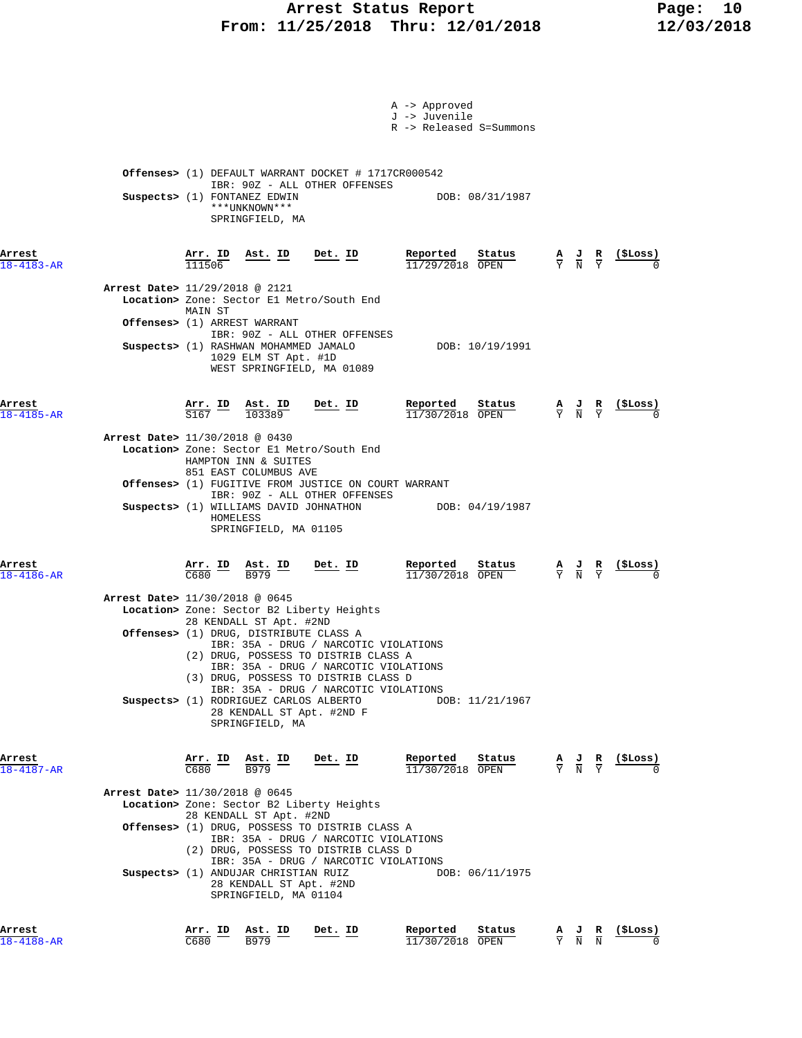A -> Approved
J -> Juvenile
R -> Released S=Summons

**Offenses>** (1) DEFAULT WARRANT DOCKET # 1717CR000542
IBR: 90Z - ALL OTHER OFFENSES
**Suspects>** (1) FONTANEZ EDWIN — DOB: 08/31/1987
\*\*\*UNKNOWN\*\*\*
SPRINGFIELD, MA

| Arrest | Arr. ID | Ast. ID | Det. ID | Reported | Status | A | J | R | ($Loss) |
|---|---|---|---|---|---|---|---|---|---|
| 18-4183-AR | 111506 | | | 11/29/2018 | OPEN | Y | N | Y | 0 |

**Arrest Date>** 11/29/2018 @ 2121
**Location>** Zone: Sector E1 Metro/South End
MAIN ST
**Offenses>** (1) ARREST WARRANT
IBR: 90Z - ALL OTHER OFFENSES
**Suspects>** (1) RASHWAN MOHAMMED JAMALO — DOB: 10/19/1991
1029 ELM ST Apt. #1D
WEST SPRINGFIELD, MA 01089

| Arrest | Arr. ID | Ast. ID | Det. ID | Reported | Status | A | J | R | ($Loss) |
|---|---|---|---|---|---|---|---|---|---|
| 18-4185-AR | S167 | 103389 | | 11/30/2018 | OPEN | Y | N | Y | 0 |

**Arrest Date>** 11/30/2018 @ 0430
**Location>** Zone: Sector E1 Metro/South End
HAMPTON INN & SUITES
851 EAST COLUMBUS AVE
**Offenses>** (1) FUGITIVE FROM JUSTICE ON COURT WARRANT
IBR: 90Z - ALL OTHER OFFENSES
**Suspects>** (1) WILLIAMS DAVID JOHNATHON — DOB: 04/19/1987
HOMELESS
SPRINGFIELD, MA 01105

| Arrest | Arr. ID | Ast. ID | Det. ID | Reported | Status | A | J | R | ($Loss) |
|---|---|---|---|---|---|---|---|---|---|
| 18-4186-AR | C680 | B979 | | 11/30/2018 | OPEN | Y | N | Y | 0 |

**Arrest Date>** 11/30/2018 @ 0645
**Location>** Zone: Sector B2 Liberty Heights
28 KENDALL ST Apt. #2ND
**Offenses>** (1) DRUG, DISTRIBUTE CLASS A
IBR: 35A - DRUG / NARCOTIC VIOLATIONS
(2) DRUG, POSSESS TO DISTRIB CLASS A
IBR: 35A - DRUG / NARCOTIC VIOLATIONS
(3) DRUG, POSSESS TO DISTRIB CLASS D
IBR: 35A - DRUG / NARCOTIC VIOLATIONS
**Suspects>** (1) RODRIGUEZ CARLOS ALBERTO — DOB: 11/21/1967
28 KENDALL ST Apt. #2ND F
SPRINGFIELD, MA

| Arrest | Arr. ID | Ast. ID | Det. ID | Reported | Status | A | J | R | ($Loss) |
|---|---|---|---|---|---|---|---|---|---|
| 18-4187-AR | C680 | B979 | | 11/30/2018 | OPEN | Y | N | Y | 0 |

**Arrest Date>** 11/30/2018 @ 0645
**Location>** Zone: Sector B2 Liberty Heights
28 KENDALL ST Apt. #2ND
**Offenses>** (1) DRUG, POSSESS TO DISTRIB CLASS A
IBR: 35A - DRUG / NARCOTIC VIOLATIONS
(2) DRUG, POSSESS TO DISTRIB CLASS D
IBR: 35A - DRUG / NARCOTIC VIOLATIONS
**Suspects>** (1) ANDUJAR CHRISTIAN RUIZ — DOB: 06/11/1975
28 KENDALL ST Apt. #2ND
SPRINGFIELD, MA 01104

| Arrest | Arr. ID | Ast. ID | Det. ID | Reported | Status | A | J | R | ($Loss) |
|---|---|---|---|---|---|---|---|---|---|
| 18-4188-AR | C680 | B979 | | 11/30/2018 | OPEN | Y | N | N | 0 |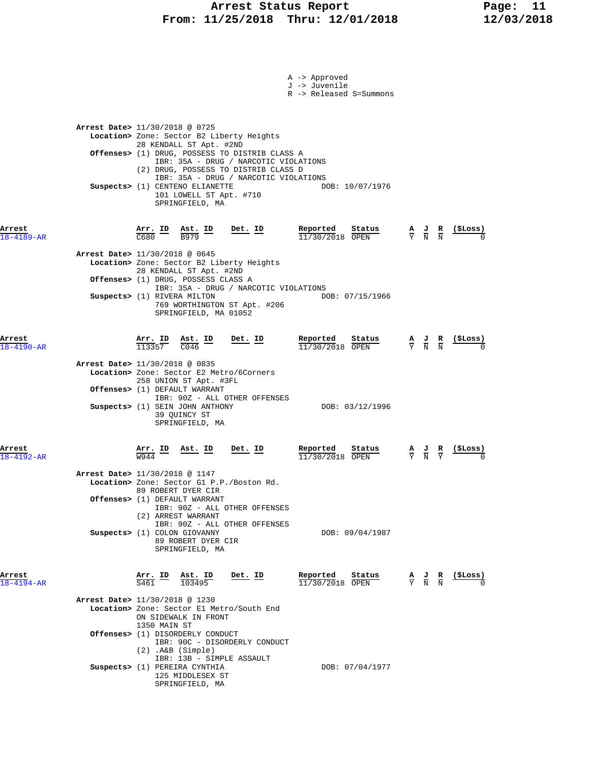A -> Approved
J -> Juvenile
R -> Released S=Summons

**Arrest Date>** 11/30/2018 @ 0725
**Location>** Zone: Sector B2 Liberty Heights
28 KENDALL ST Apt. #2ND
**Offenses>** (1) DRUG, POSSESS TO DISTRIB CLASS A
IBR: 35A - DRUG / NARCOTIC VIOLATIONS
(2) DRUG, POSSESS TO DISTRIB CLASS D
IBR: 35A - DRUG / NARCOTIC VIOLATIONS
**Suspects>** (1) CENTENO ELIANETTE DOB: 10/07/1976
101 LOWELL ST Apt. #710
SPRINGFIELD, MA

| Arrest | Arr. ID | Ast. ID | Det. ID | Reported | Status | A | J | R | ($Loss) |
|---|---|---|---|---|---|---|---|---|---|
| 18-4189-AR | C680 | B979 | | 11/30/2018 | OPEN | Y | N | N | 0 |

**Arrest Date>** 11/30/2018 @ 0645
**Location>** Zone: Sector B2 Liberty Heights
28 KENDALL ST Apt. #2ND
**Offenses>** (1) DRUG, POSSESS CLASS A
IBR: 35A - DRUG / NARCOTIC VIOLATIONS
**Suspects>** (1) RIVERA MILTON DOB: 07/15/1966
769 WORTHINGTON ST Apt. #206
SPRINGFIELD, MA 01052

| Arrest | Arr. ID | Ast. ID | Det. ID | Reported | Status | A | J | R | ($Loss) |
|---|---|---|---|---|---|---|---|---|---|
| 18-4190-AR | 113357 | C046 | | 11/30/2018 | OPEN | Y | N | N | 0 |

**Arrest Date>** 11/30/2018 @ 0835
**Location>** Zone: Sector E2 Metro/6Corners
258 UNION ST Apt. #3FL
**Offenses>** (1) DEFAULT WARRANT
IBR: 90Z - ALL OTHER OFFENSES
**Suspects>** (1) SEIN JOHN ANTHONY DOB: 03/12/1996
39 QUINCY ST
SPRINGFIELD, MA

| Arrest | Arr. ID | Ast. ID | Det. ID | Reported | Status | A | J | R | ($Loss) |
|---|---|---|---|---|---|---|---|---|---|
| 18-4192-AR | W944 | | | 11/30/2018 | OPEN | Y | N | Y | 0 |

**Arrest Date>** 11/30/2018 @ 1147
**Location>** Zone: Sector G1 P.P./Boston Rd.
89 ROBERT DYER CIR
**Offenses>** (1) DEFAULT WARRANT
IBR: 90Z - ALL OTHER OFFENSES
(2) ARREST WARRANT
IBR: 90Z - ALL OTHER OFFENSES
**Suspects>** (1) COLON GIOVANNY DOB: 09/04/1987
89 ROBERT DYER CIR
SPRINGFIELD, MA

| Arrest | Arr. ID | Ast. ID | Det. ID | Reported | Status | A | J | R | ($Loss) |
|---|---|---|---|---|---|---|---|---|---|
| 18-4194-AR | S461 | 103495 | | 11/30/2018 | OPEN | Y | N | N | 0 |

**Arrest Date>** 11/30/2018 @ 1230
**Location>** Zone: Sector E1 Metro/South End
ON SIDEWALK IN FRONT
1350 MAIN ST
**Offenses>** (1) DISORDERLY CONDUCT
IBR: 90C - DISORDERLY CONDUCT
(2) .A&B (Simple)
IBR: 13B - SIMPLE ASSAULT
**Suspects>** (1) PEREIRA CYNTHIA DOB: 07/04/1977
125 MIDDLESEX ST
SPRINGFIELD, MA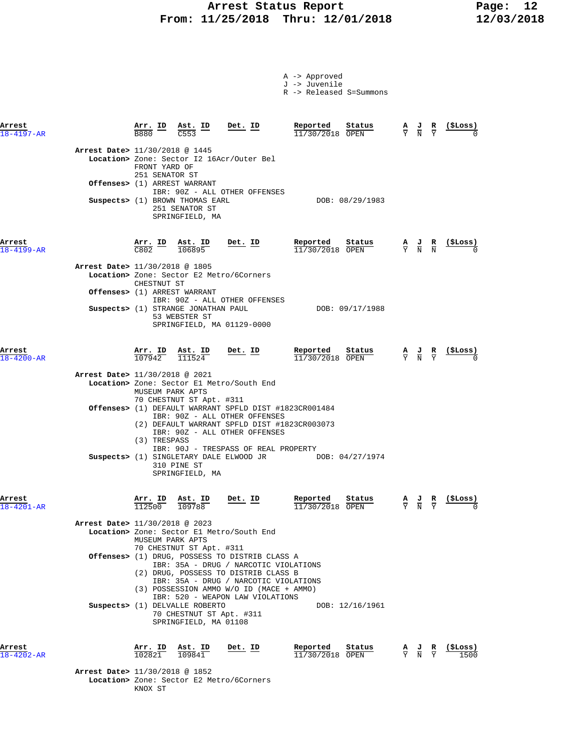A -> Approved
J -> Juvenile
R -> Released S=Summons

| Arrest | Arr. ID | Ast. ID | Det. ID | Reported | Status | A | J | R | ($Loss) |
|---|---|---|---|---|---|---|---|---|---|
| 18-4197-AR | B880 | C553 | | 11/30/2018 | OPEN | Y | N | Y | 0 |

**Arrest Date>** 11/30/2018 @ 1445
**Location>** Zone: Sector I2 16Acr/Outer Bel
FRONT YARD OF
251 SENATOR ST
**Offenses>** (1) ARREST WARRANT
IBR: 90Z - ALL OTHER OFFENSES
**Suspects>** (1) BROWN THOMAS EARL — DOB: 08/29/1983
251 SENATOR ST
SPRINGFIELD, MA

| Arrest | Arr. ID | Ast. ID | Det. ID | Reported | Status | A | J | R | ($Loss) |
|---|---|---|---|---|---|---|---|---|---|
| 18-4199-AR | C802 | 106895 | | 11/30/2018 | OPEN | Y | N | N | 0 |

**Arrest Date>** 11/30/2018 @ 1805
**Location>** Zone: Sector E2 Metro/6Corners
CHESTNUT ST
**Offenses>** (1) ARREST WARRANT
IBR: 90Z - ALL OTHER OFFENSES
**Suspects>** (1) STRANGE JONATHAN PAUL — DOB: 09/17/1988
53 WEBSTER ST
SPRINGFIELD, MA 01129-0000

| Arrest | Arr. ID | Ast. ID | Det. ID | Reported | Status | A | J | R | ($Loss) |
|---|---|---|---|---|---|---|---|---|---|
| 18-4200-AR | 107942 | 111524 | | 11/30/2018 | OPEN | Y | N | Y | 0 |

**Arrest Date>** 11/30/2018 @ 2021
**Location>** Zone: Sector E1 Metro/South End
MUSEUM PARK APTS
70 CHESTNUT ST Apt. #311
**Offenses>** (1) DEFAULT WARRANT SPFLD DIST #1823CR001484
IBR: 90Z - ALL OTHER OFFENSES
(2) DEFAULT WARRANT SPFLD DIST #1823CR003073
IBR: 90Z - ALL OTHER OFFENSES
(3) TRESPASS
IBR: 90J - TRESPASS OF REAL PROPERTY
**Suspects>** (1) SINGLETARY DALE ELWOOD JR — DOB: 04/27/1974
310 PINE ST
SPRINGFIELD, MA

| Arrest | Arr. ID | Ast. ID | Det. ID | Reported | Status | A | J | R | ($Loss) |
|---|---|---|---|---|---|---|---|---|---|
| 18-4201-AR | 112500 | 109788 | | 11/30/2018 | OPEN | Y | N | Y | 0 |

**Arrest Date>** 11/30/2018 @ 2023
**Location>** Zone: Sector E1 Metro/South End
MUSEUM PARK APTS
70 CHESTNUT ST Apt. #311
**Offenses>** (1) DRUG, POSSESS TO DISTRIB CLASS A
IBR: 35A - DRUG / NARCOTIC VIOLATIONS
(2) DRUG, POSSESS TO DISTRIB CLASS B
IBR: 35A - DRUG / NARCOTIC VIOLATIONS
(3) POSSESSION AMMO W/O ID (MACE + AMMO)
IBR: 520 - WEAPON LAW VIOLATIONS
**Suspects>** (1) DELVALLE ROBERTO — DOB: 12/16/1961
70 CHESTNUT ST Apt. #311
SPRINGFIELD, MA 01108

| Arrest | Arr. ID | Ast. ID | Det. ID | Reported | Status | A | J | R | ($Loss) |
|---|---|---|---|---|---|---|---|---|---|
| 18-4202-AR | 102821 | 109841 | | 11/30/2018 | OPEN | Y | N | Y | 1500 |

**Arrest Date>** 11/30/2018 @ 1852
**Location>** Zone: Sector E2 Metro/6Corners
KNOX ST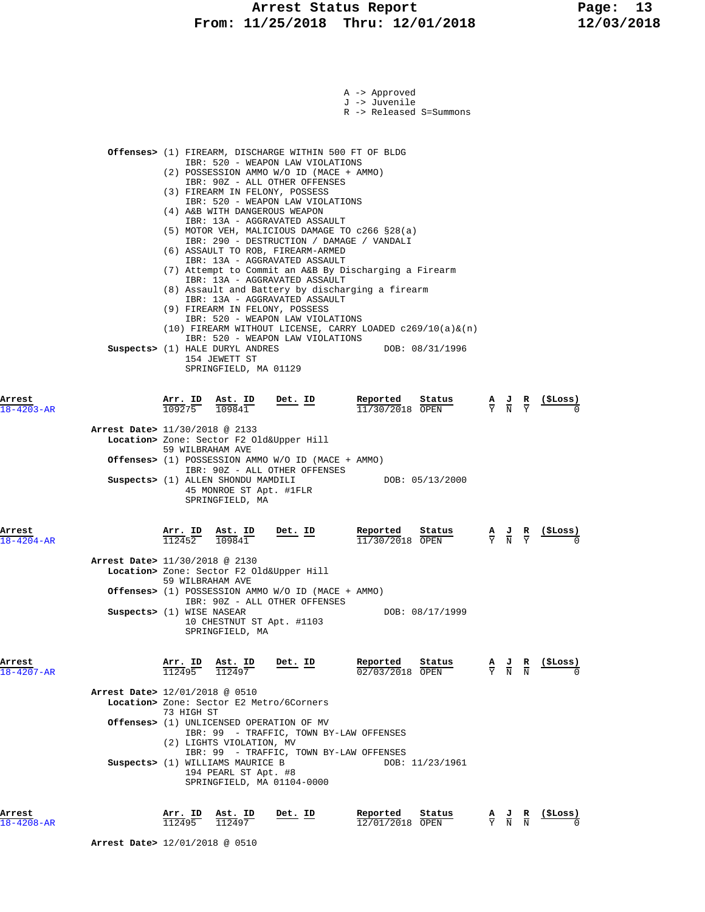A -> Approved
J -> Juvenile
R -> Released S=Summons

**Offenses>** (1) FIREARM, DISCHARGE WITHIN 500 FT OF BLDG
IBR: 520 - WEAPON LAW VIOLATIONS
(2) POSSESSION AMMO W/O ID (MACE + AMMO)
IBR: 90Z - ALL OTHER OFFENSES
(3) FIREARM IN FELONY, POSSESS
IBR: 520 - WEAPON LAW VIOLATIONS
(4) A&B WITH DANGEROUS WEAPON
IBR: 13A - AGGRAVATED ASSAULT
(5) MOTOR VEH, MALICIOUS DAMAGE TO c266 §28(a)
IBR: 290 - DESTRUCTION / DAMAGE / VANDALI
(6) ASSAULT TO ROB, FIREARM-ARMED
IBR: 13A - AGGRAVATED ASSAULT
(7) Attempt to Commit an A&B By Discharging a Firearm
IBR: 13A - AGGRAVATED ASSAULT
(8) Assault and Battery by discharging a firearm
IBR: 13A - AGGRAVATED ASSAULT
(9) FIREARM IN FELONY, POSSESS
IBR: 520 - WEAPON LAW VIOLATIONS
(10) FIREARM WITHOUT LICENSE, CARRY LOADED c269/10(a)&(n)
IBR: 520 - WEAPON LAW VIOLATIONS

**Suspects>** (1) HALE DURYL ANDRES — DOB: 08/31/1996
154 JEWETT ST
SPRINGFIELD, MA 01129

| Arrest | Arr. ID | Ast. ID | Det. ID | Reported | Status | A | J | R | ($Loss) |
|---|---|---|---|---|---|---|---|---|---|
| 18-4203-AR | 109275 | 109841 | | 11/30/2018 | OPEN | Y | N | Y | 0 |

**Arrest Date>** 11/30/2018 @ 2133
**Location>** Zone: Sector F2 Old&Upper Hill
59 WILBRAHAM AVE
**Offenses>** (1) POSSESSION AMMO W/O ID (MACE + AMMO)
IBR: 90Z - ALL OTHER OFFENSES
**Suspects>** (1) ALLEN SHONDU MAMDILI — DOB: 05/13/2000
45 MONROE ST Apt. #1FLR
SPRINGFIELD, MA

| Arrest | Arr. ID | Ast. ID | Det. ID | Reported | Status | A | J | R | ($Loss) |
|---|---|---|---|---|---|---|---|---|---|
| 18-4204-AR | 112452 | 109841 | | 11/30/2018 | OPEN | Y | N | Y | 0 |

**Arrest Date>** 11/30/2018 @ 2130
**Location>** Zone: Sector F2 Old&Upper Hill
59 WILBRAHAM AVE
**Offenses>** (1) POSSESSION AMMO W/O ID (MACE + AMMO)
IBR: 90Z - ALL OTHER OFFENSES
**Suspects>** (1) WISE NASEAR — DOB: 08/17/1999
10 CHESTNUT ST Apt. #1103
SPRINGFIELD, MA

| Arrest | Arr. ID | Ast. ID | Det. ID | Reported | Status | A | J | R | ($Loss) |
|---|---|---|---|---|---|---|---|---|---|
| 18-4207-AR | 112495 | 112497 | | 02/03/2018 | OPEN | Y | N | N | 0 |

**Arrest Date>** 12/01/2018 @ 0510
**Location>** Zone: Sector E2 Metro/6Corners
73 HIGH ST
**Offenses>** (1) UNLICENSED OPERATION OF MV
IBR: 99 - TRAFFIC, TOWN BY-LAW OFFENSES
(2) LIGHTS VIOLATION, MV
IBR: 99 - TRAFFIC, TOWN BY-LAW OFFENSES
**Suspects>** (1) WILLIAMS MAURICE B — DOB: 11/23/1961
194 PEARL ST Apt. #8
SPRINGFIELD, MA 01104-0000

| Arrest | Arr. ID | Ast. ID | Det. ID | Reported | Status | A | J | R | ($Loss) |
|---|---|---|---|---|---|---|---|---|---|
| 18-4208-AR | 112495 | 112497 | | 12/01/2018 | OPEN | Y | N | N | 0 |

**Arrest Date>** 12/01/2018 @ 0510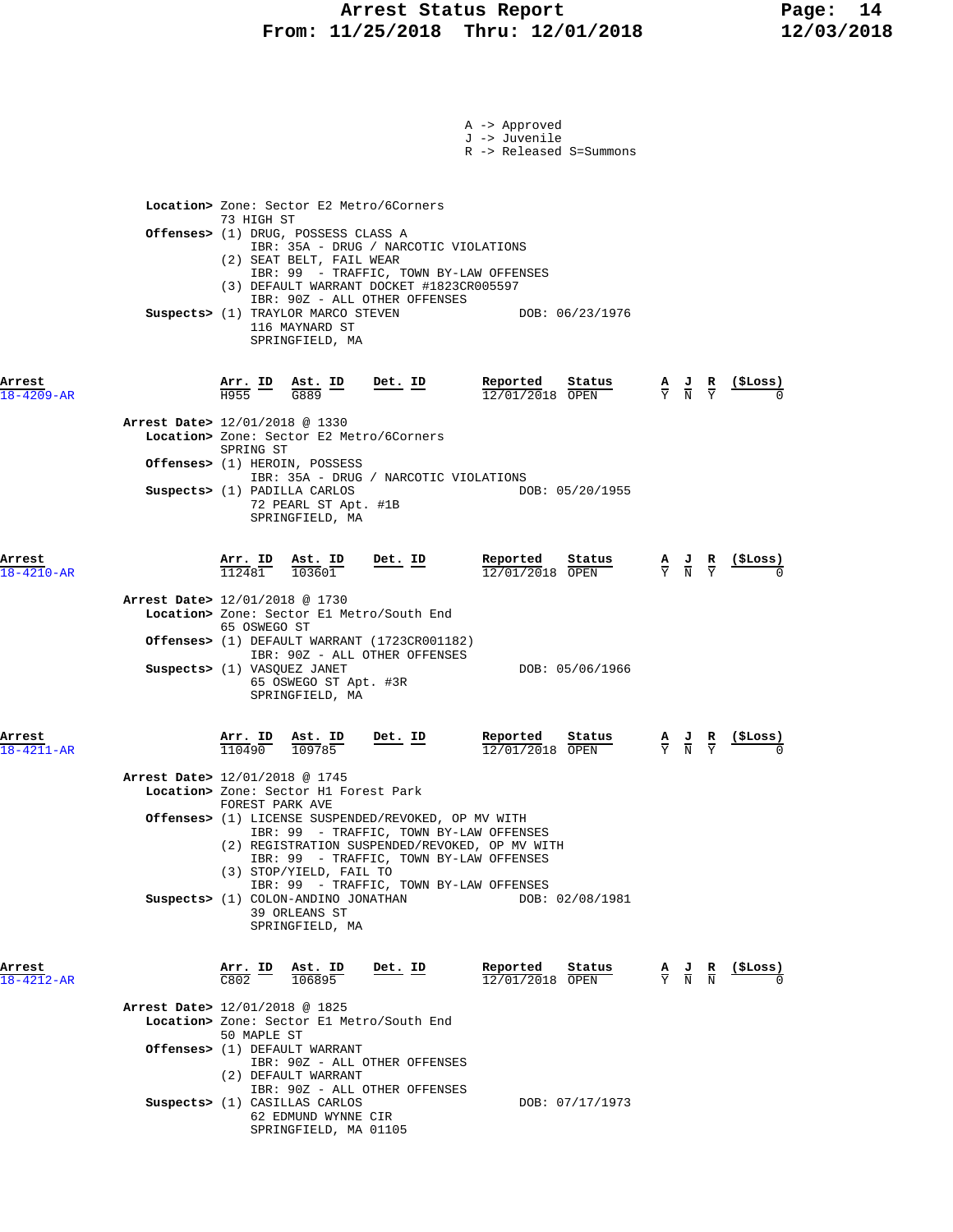A -> Approved
J -> Juvenile
R -> Released S=Summons

**Location>** Zone: Sector E2 Metro/6Corners
73 HIGH ST
**Offenses>** (1) DRUG, POSSESS CLASS A
IBR: 35A - DRUG / NARCOTIC VIOLATIONS
(2) SEAT BELT, FAIL WEAR
IBR: 99 - TRAFFIC, TOWN BY-LAW OFFENSES
(3) DEFAULT WARRANT DOCKET #1823CR005597
IBR: 90Z - ALL OTHER OFFENSES
**Suspects>** (1) TRAYLOR MARCO STEVEN DOB: 06/23/1976
116 MAYNARD ST
SPRINGFIELD, MA

| Arrest | Arr. ID | Ast. ID | Det. ID | Reported | Status | A | J | R | ($Loss) |
|---|---|---|---|---|---|---|---|---|---|
| 18-4209-AR | H955 | G889 | | 12/01/2018 | OPEN | Y | N | Y | 0 |

**Arrest Date>** 12/01/2018 @ 1330
**Location>** Zone: Sector E2 Metro/6Corners
SPRING ST
**Offenses>** (1) HEROIN, POSSESS
IBR: 35A - DRUG / NARCOTIC VIOLATIONS
**Suspects>** (1) PADILLA CARLOS DOB: 05/20/1955
72 PEARL ST Apt. #1B
SPRINGFIELD, MA

| Arrest | Arr. ID | Ast. ID | Det. ID | Reported | Status | A | J | R | ($Loss) |
|---|---|---|---|---|---|---|---|---|---|
| 18-4210-AR | 112481 | 103601 | | 12/01/2018 | OPEN | Y | N | Y | 0 |

**Arrest Date>** 12/01/2018 @ 1730
**Location>** Zone: Sector E1 Metro/South End
65 OSWEGO ST
**Offenses>** (1) DEFAULT WARRANT (1723CR001182)
IBR: 90Z - ALL OTHER OFFENSES
**Suspects>** (1) VASQUEZ JANET DOB: 05/06/1966
65 OSWEGO ST Apt. #3R
SPRINGFIELD, MA

| Arrest | Arr. ID | Ast. ID | Det. ID | Reported | Status | A | J | R | ($Loss) |
|---|---|---|---|---|---|---|---|---|---|
| 18-4211-AR | 110490 | 109785 | | 12/01/2018 | OPEN | Y | N | Y | 0 |

**Arrest Date>** 12/01/2018 @ 1745
**Location>** Zone: Sector H1 Forest Park
FOREST PARK AVE
**Offenses>** (1) LICENSE SUSPENDED/REVOKED, OP MV WITH
IBR: 99 - TRAFFIC, TOWN BY-LAW OFFENSES
(2) REGISTRATION SUSPENDED/REVOKED, OP MV WITH
IBR: 99 - TRAFFIC, TOWN BY-LAW OFFENSES
(3) STOP/YIELD, FAIL TO
IBR: 99 - TRAFFIC, TOWN BY-LAW OFFENSES
**Suspects>** (1) COLON-ANDINO JONATHAN DOB: 02/08/1981
39 ORLEANS ST
SPRINGFIELD, MA

| Arrest | Arr. ID | Ast. ID | Det. ID | Reported | Status | A | J | R | ($Loss) |
|---|---|---|---|---|---|---|---|---|---|
| 18-4212-AR | C802 | 106895 | | 12/01/2018 | OPEN | Y | N | N | 0 |

**Arrest Date>** 12/01/2018 @ 1825
**Location>** Zone: Sector E1 Metro/South End
50 MAPLE ST
**Offenses>** (1) DEFAULT WARRANT
IBR: 90Z - ALL OTHER OFFENSES
(2) DEFAULT WARRANT
IBR: 90Z - ALL OTHER OFFENSES
**Suspects>** (1) CASILLAS CARLOS DOB: 07/17/1973
62 EDMUND WYNNE CIR
SPRINGFIELD, MA 01105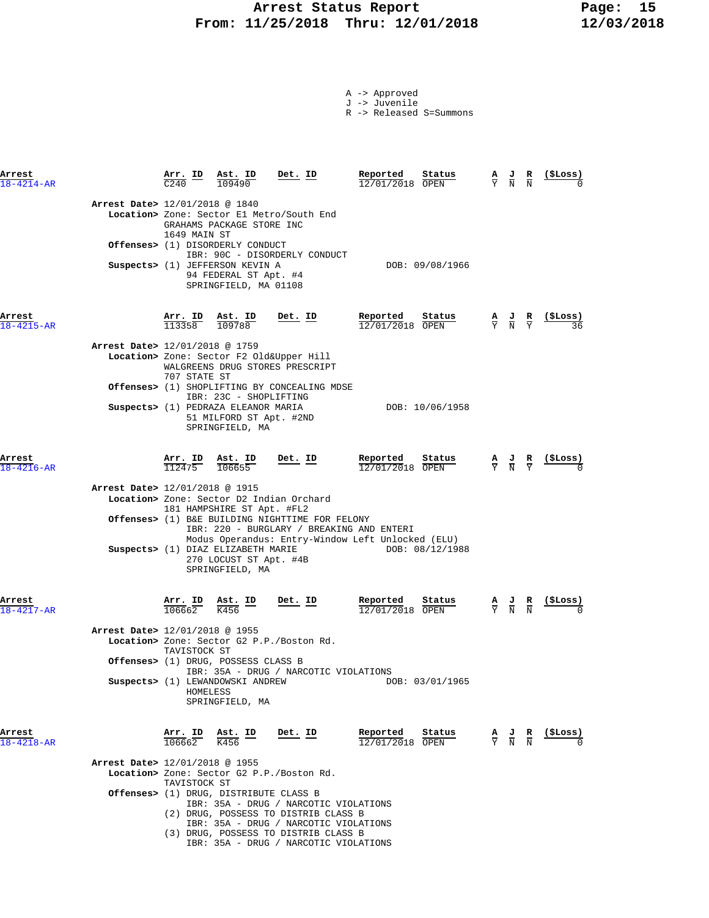# Arrest Status Report
## From: 11/25/2018 Thru: 12/01/2018

A -> Approved
J -> Juvenile
R -> Released S=Summons

| Arrest | Arr. ID | Ast. ID | Det. ID | Reported | Status | A | J | R | ($Loss) |
|---|---|---|---|---|---|---|---|---|---|
| 18-4214-AR | C240 | 109490 | | 12/01/2018 | OPEN | Y | N | N | 0 |

**Arrest Date>** 12/01/2018 @ 1840
**Location>** Zone: Sector E1 Metro/South End
GRAHAMS PACKAGE STORE INC
1649 MAIN ST
**Offenses>** (1) DISORDERLY CONDUCT
IBR: 90C - DISORDERLY CONDUCT
**Suspects>** (1) JEFFERSON KEVIN A — DOB: 09/08/1966
94 FEDERAL ST Apt. #4
SPRINGFIELD, MA 01108

| Arrest | Arr. ID | Ast. ID | Det. ID | Reported | Status | A | J | R | ($Loss) |
|---|---|---|---|---|---|---|---|---|---|
| 18-4215-AR | 113358 | 109788 | | 12/01/2018 | OPEN | Y | N | Y | 36 |

**Arrest Date>** 12/01/2018 @ 1759
**Location>** Zone: Sector F2 Old&Upper Hill
WALGREENS DRUG STORES PRESCRIPT
707 STATE ST
**Offenses>** (1) SHOPLIFTING BY CONCEALING MDSE
IBR: 23C - SHOPLIFTING
**Suspects>** (1) PEDRAZA ELEANOR MARIA — DOB: 10/06/1958
51 MILFORD ST Apt. #2ND
SPRINGFIELD, MA

| Arrest | Arr. ID | Ast. ID | Det. ID | Reported | Status | A | J | R | ($Loss) |
|---|---|---|---|---|---|---|---|---|---|
| 18-4216-AR | 112475 | 106655 | | 12/01/2018 | OPEN | Y | N | Y | 0 |

**Arrest Date>** 12/01/2018 @ 1915
**Location>** Zone: Sector D2 Indian Orchard
181 HAMPSHIRE ST Apt. #FL2
**Offenses>** (1) B&E BUILDING NIGHTTIME FOR FELONY
IBR: 220 - BURGLARY / BREAKING AND ENTERI
Modus Operandus: Entry-Window Left Unlocked (ELU)
**Suspects>** (1) DIAZ ELIZABETH MARIE — DOB: 08/12/1988
270 LOCUST ST Apt. #4B
SPRINGFIELD, MA

| Arrest | Arr. ID | Ast. ID | Det. ID | Reported | Status | A | J | R | ($Loss) |
|---|---|---|---|---|---|---|---|---|---|
| 18-4217-AR | 106662 | K456 | | 12/01/2018 | OPEN | Y | N | N | 0 |

**Arrest Date>** 12/01/2018 @ 1955
**Location>** Zone: Sector G2 P.P./Boston Rd.
TAVISTOCK ST
**Offenses>** (1) DRUG, POSSESS CLASS B
IBR: 35A - DRUG / NARCOTIC VIOLATIONS
**Suspects>** (1) LEWANDOWSKI ANDREW — DOB: 03/01/1965
HOMELESS
SPRINGFIELD, MA

| Arrest | Arr. ID | Ast. ID | Det. ID | Reported | Status | A | J | R | ($Loss) |
|---|---|---|---|---|---|---|---|---|---|
| 18-4218-AR | 106662 | K456 | | 12/01/2018 | OPEN | Y | N | N | 0 |

**Arrest Date>** 12/01/2018 @ 1955
**Location>** Zone: Sector G2 P.P./Boston Rd.
TAVISTOCK ST
**Offenses>** (1) DRUG, DISTRIBUTE CLASS B
IBR: 35A - DRUG / NARCOTIC VIOLATIONS
(2) DRUG, POSSESS TO DISTRIB CLASS B
IBR: 35A - DRUG / NARCOTIC VIOLATIONS
(3) DRUG, POSSESS TO DISTRIB CLASS B
IBR: 35A - DRUG / NARCOTIC VIOLATIONS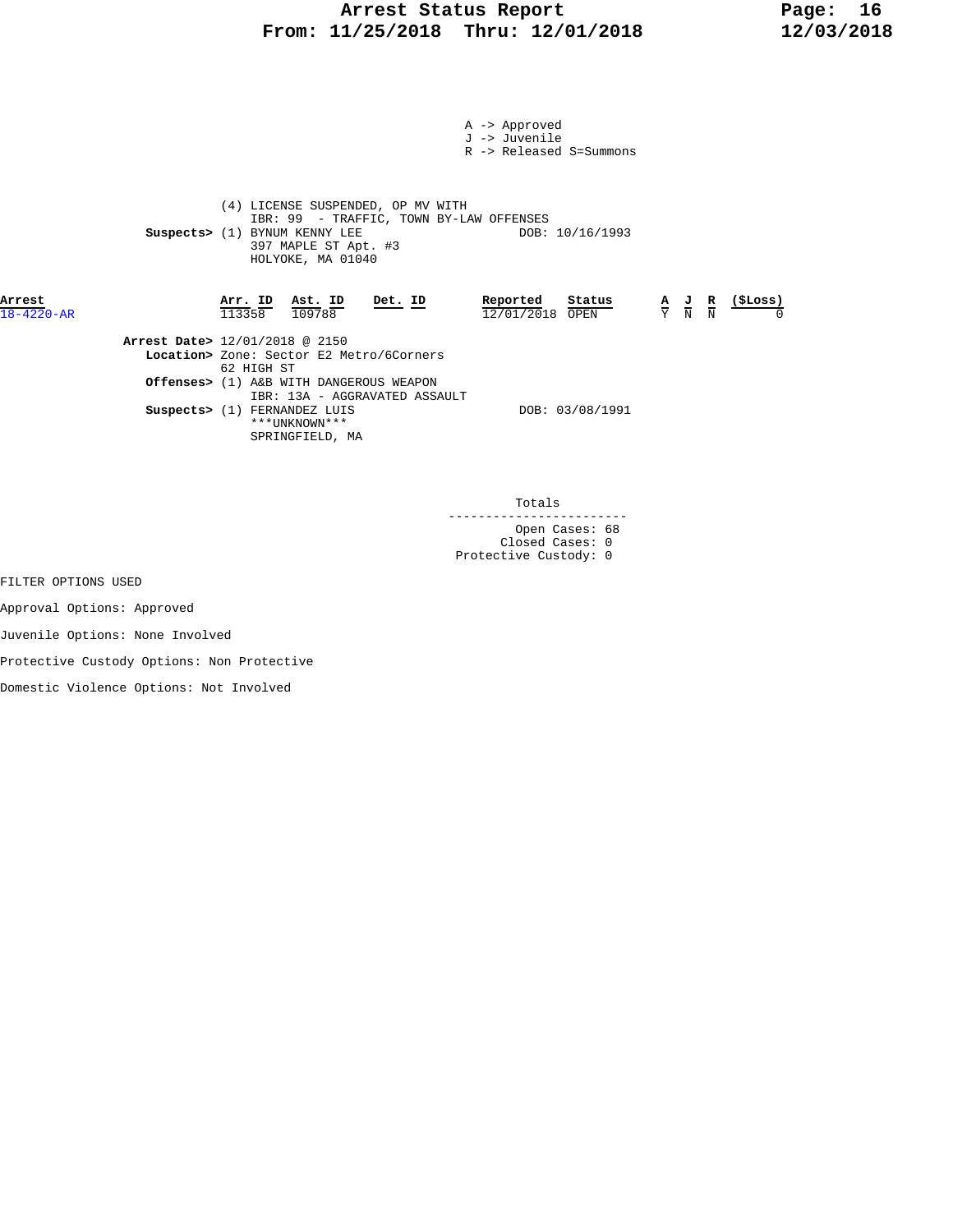# Arrest Status Report
## From: 11/25/2018 Thru: 12/01/2018

A -> Approved
J -> Juvenile
R -> Released S=Summons

(4) LICENSE SUSPENDED, OP MV WITH
IBR: 99 - TRAFFIC, TOWN BY-LAW OFFENSES

**Suspects>** (1) BYNUM KENNY LEE — DOB: 10/16/1993
397 MAPLE ST Apt. #3
HOLYOKE, MA 01040

| Arrest | Arr. ID | Ast. ID | Det. ID | Reported | Status | A | J | R | ($Loss) |
|---|---|---|---|---|---|---|---|---|---|
| 18-4220-AR | 113358 | 109788 | | 12/01/2018 | OPEN | Y | N | N | 0 |

**Arrest Date>** 12/01/2018 @ 2150

**Location>** Zone: Sector E2 Metro/6Corners
62 HIGH ST

**Offenses>** (1) A&B WITH DANGEROUS WEAPON
IBR: 13A - AGGRAVATED ASSAULT

**Suspects>** (1) FERNANDEZ LUIS — DOB: 03/08/1991
***UNKNOWN***
SPRINGFIELD, MA

**Totals**

Open Cases: 68
Closed Cases: 0
Protective Custody: 0

FILTER OPTIONS USED

Approval Options: Approved

Juvenile Options: None Involved

Protective Custody Options: Non Protective

Domestic Violence Options: Not Involved